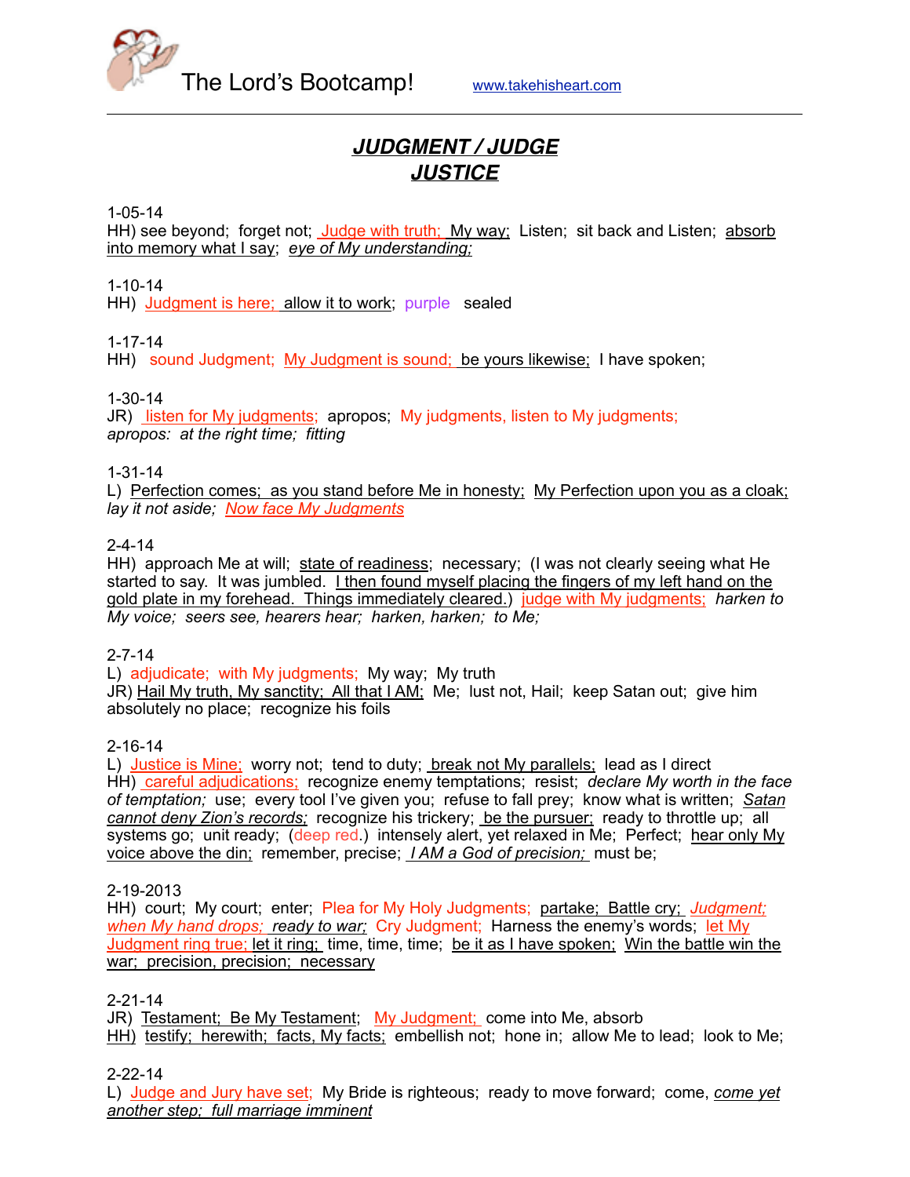The Lord's Bootcamp!   www.takehisheart.com

# ***JUDGMENT / JUDGE***
# ***JUSTICE***

1-05-14
HH) see beyond; forget not; Judge with truth; My way; Listen; sit back and Listen; absorb into memory what I say; *eye of My understanding;*

1-10-14
HH) Judgment is here; allow it to work; purple sealed

1-17-14
HH) sound Judgment; My Judgment is sound; be yours likewise; I have spoken;

1-30-14
JR) listen for My judgments; apropos; My judgments, listen to My judgments;
*apropos: at the right time; fitting*

1-31-14
L) Perfection comes; as you stand before Me in honesty; My Perfection upon you as a cloak; *lay it not aside; Now face My Judgments*

2-4-14
HH) approach Me at will; state of readiness; necessary; (I was not clearly seeing what He started to say. It was jumbled. I then found myself placing the fingers of my left hand on the gold plate in my forehead. Things immediately cleared.) judge with My judgments; *harken to My voice; seers see, hearers hear; harken, harken; to Me;*

2-7-14
L) adjudicate; with My judgments; My way; My truth
JR) Hail My truth, My sanctity; All that I AM; Me; lust not, Hail; keep Satan out; give him absolutely no place; recognize his foils

2-16-14
L) Justice is Mine; worry not; tend to duty; break not My parallels; lead as I direct
HH) careful adjudications; recognize enemy temptations; resist; *declare My worth in the face of temptation;* use; every tool I've given you; refuse to fall prey; know what is written; *Satan cannot deny Zion's records;* recognize his trickery; be the pursuer; ready to throttle up; all systems go; unit ready; (deep red.) intensely alert, yet relaxed in Me; Perfect; hear only My voice above the din; remember, precise; *I AM a God of precision;* must be;

2-19-2013
HH) court; My court; enter; Plea for My Holy Judgments; partake; Battle cry; *Judgment; when My hand drops; ready to war;* Cry Judgment; Harness the enemy's words; let My Judgment ring true; let it ring; time, time, time; be it as I have spoken; Win the battle win the war; precision, precision; necessary

2-21-14
JR) Testament; Be My Testament; My Judgment; come into Me, absorb
HH) testify; herewith; facts, My facts; embellish not; hone in; allow Me to lead; look to Me;

2-22-14
L) Judge and Jury have set; My Bride is righteous; ready to move forward; come, *come yet another step; full marriage imminent*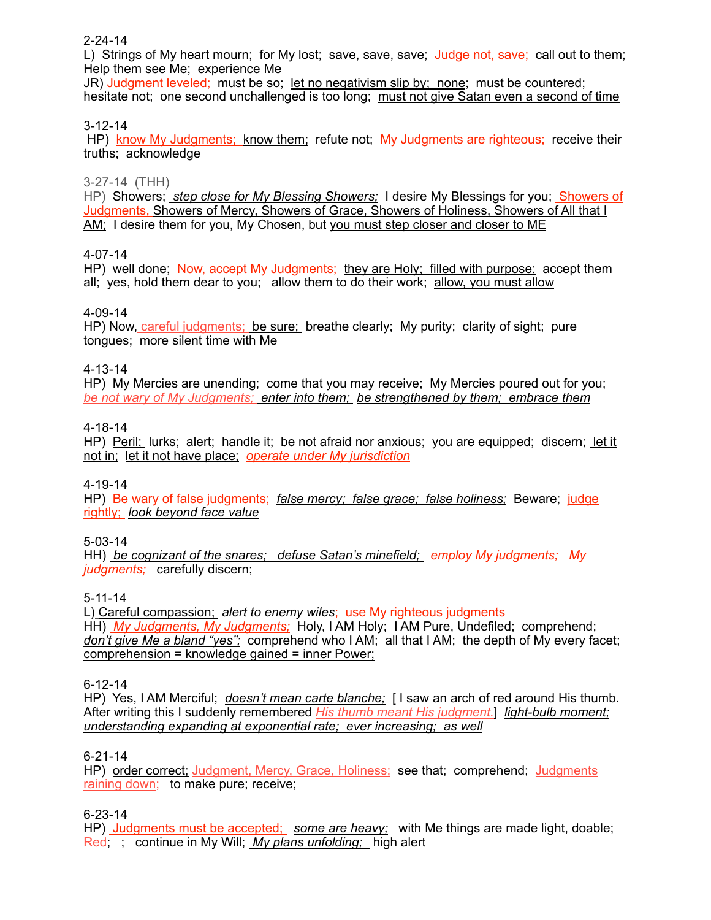2-24-14

L) Strings of My heart mourn; for My lost; save, save, save; Judge not, save; call out to them; Help them see Me; experience Me

JR) Judgment leveled; must be so; let no negativism slip by; none; must be countered; hesitate not; one second unchallenged is too long; must not give Satan even a second of time

3-12-14

HP) know My Judgments; know them; refute not; My Judgments are righteous; receive their truths; acknowledge

3-27-14 (THH)

HP) Showers; *step close for My Blessing Showers;* I desire My Blessings for you; Showers of Judgments, Showers of Mercy, Showers of Grace, Showers of Holiness, Showers of All that I AM; I desire them for you, My Chosen, but you must step closer and closer to ME

4-07-14

HP) well done; Now, accept My Judgments; they are Holy; filled with purpose; accept them all; yes, hold them dear to you; allow them to do their work; allow, you must allow

4-09-14

HP) Now, careful judgments; be sure; breathe clearly; My purity; clarity of sight; pure tongues; more silent time with Me

4-13-14

HP) My Mercies are unending; come that you may receive; My Mercies poured out for you; *be not wary of My Judgments; enter into them; be strengthened by them; embrace them*

4-18-14

HP) Peril; lurks; alert; handle it; be not afraid nor anxious; you are equipped; discern; let it not in; let it not have place; *operate under My jurisdiction*

4-19-14

HP) Be wary of false judgments; *false mercy; false grace; false holiness;* Beware; judge rightly; *look beyond face value*

5-03-14

HH) *be cognizant of the snares; defuse Satan's minefield; employ My judgments; My judgments;* carefully discern;

5-11-14

L) Careful compassion; *alert to enemy wiles*; use My righteous judgments

HH) *My Judgments, My Judgments;* Holy, I AM Holy; I AM Pure, Undefiled; comprehend; *don't give Me a bland "yes";* comprehend who I AM; all that I AM; the depth of My every facet; comprehension = knowledge gained = inner Power;

6-12-14

HP) Yes, I AM Merciful; *doesn't mean carte blanche;* [ I saw an arch of red around His thumb. After writing this I suddenly remembered *His thumb meant His judgment.*] *light-bulb moment; understanding expanding at exponential rate; ever increasing; as well*

6-21-14

HP) order correct; Judgment, Mercy, Grace, Holiness; see that; comprehend; Judgments raining down; to make pure; receive;

6-23-14

HP) Judgments must be accepted; *some are heavy;* with Me things are made light, doable; Red; ; continue in My Will; *My plans unfolding;* high alert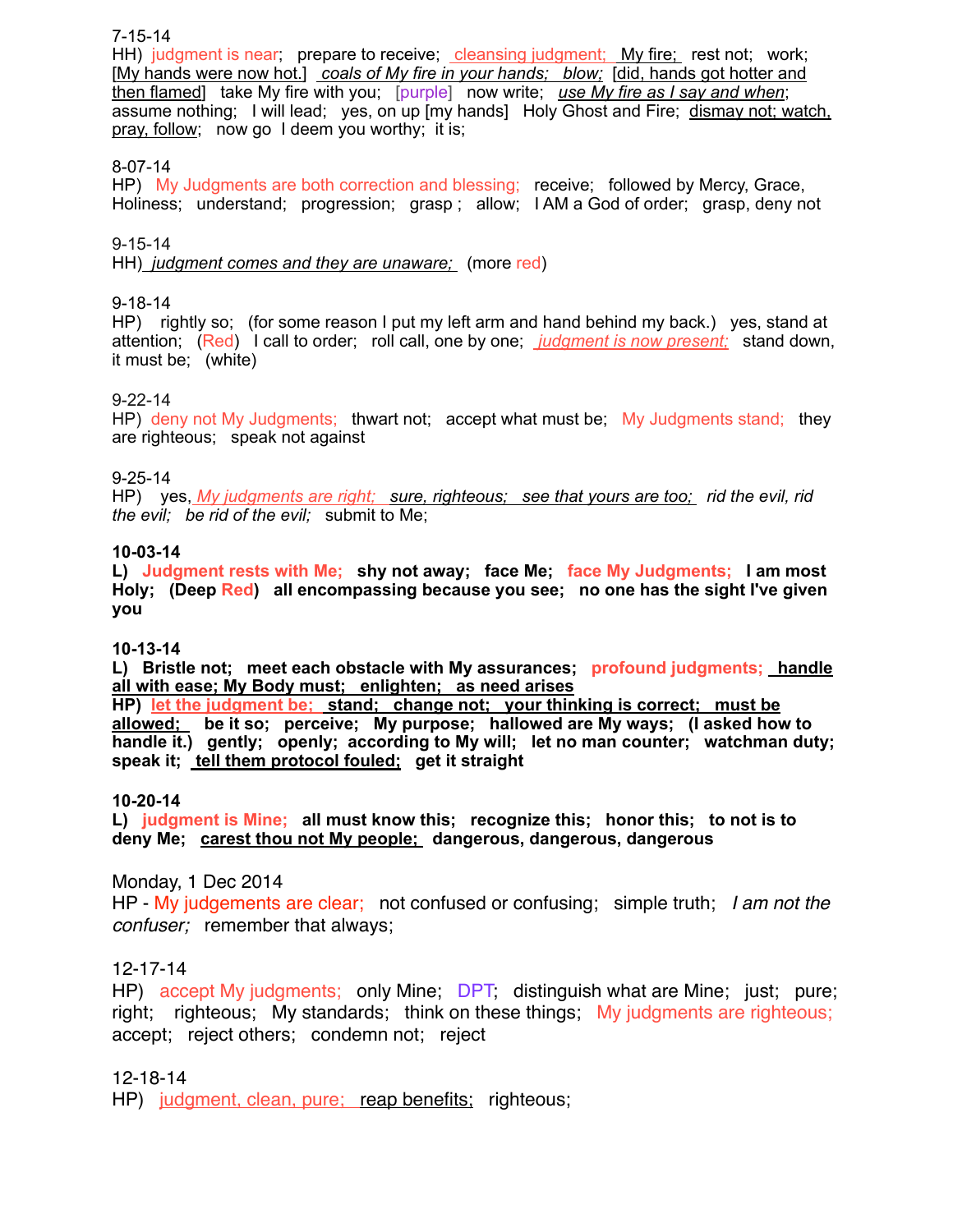7-15-14
HH) judgment is near; prepare to receive; cleansing judgment; My fire; rest not; work; [My hands were now hot.] *coals of My fire in your hands; blow;* [did, hands got hotter and then flamed] take My fire with you; [purple] now write; *use My fire as I say and when*; assume nothing; I will lead; yes, on up [my hands] Holy Ghost and Fire; dismay not; watch, pray, follow; now go I deem you worthy; it is;

8-07-14
HP) My Judgments are both correction and blessing; receive; followed by Mercy, Grace, Holiness; understand; progression; grasp ; allow; I AM a God of order; grasp, deny not

9-15-14
HH) *judgment comes and they are unaware;* (more red)

9-18-14
HP) rightly so; (for some reason I put my left arm and hand behind my back.) yes, stand at attention; (Red) I call to order; roll call, one by one; *judgment is now present;* stand down, it must be; (white)

9-22-14
HP) deny not My Judgments; thwart not; accept what must be; My Judgments stand; they are righteous; speak not against

9-25-14
HP) yes, *My judgments are right; sure, righteous; see that yours are too; rid the evil, rid the evil; be rid of the evil;* submit to Me;

**10-03-14**
**L) Judgment rests with Me; shy not away; face Me; face My Judgments; I am most Holy; (Deep Red) all encompassing because you see; no one has the sight I've given you**

**10-13-14**
**L) Bristle not; meet each obstacle with My assurances; profound judgments; handle all with ease; My Body must; enlighten; as need arises**
**HP) let the judgment be; stand; change not; your thinking is correct; must be allowed; be it so; perceive; My purpose; hallowed are My ways; (I asked how to handle it.) gently; openly; according to My will; let no man counter; watchman duty; speak it; tell them protocol fouled; get it straight**

**10-20-14**
**L) judgment is Mine; all must know this; recognize this; honor this; to not is to deny Me; carest thou not My people; dangerous, dangerous, dangerous**

Monday, 1 Dec 2014
HP - My judgements are clear; not confused or confusing; simple truth; *I am not the confuser;* remember that always;

12-17-14
HP) accept My judgments; only Mine; DPT; distinguish what are Mine; just; pure; right; righteous; My standards; think on these things; My judgments are righteous; accept; reject others; condemn not; reject

12-18-14
HP) judgment, clean, pure; reap benefits; righteous;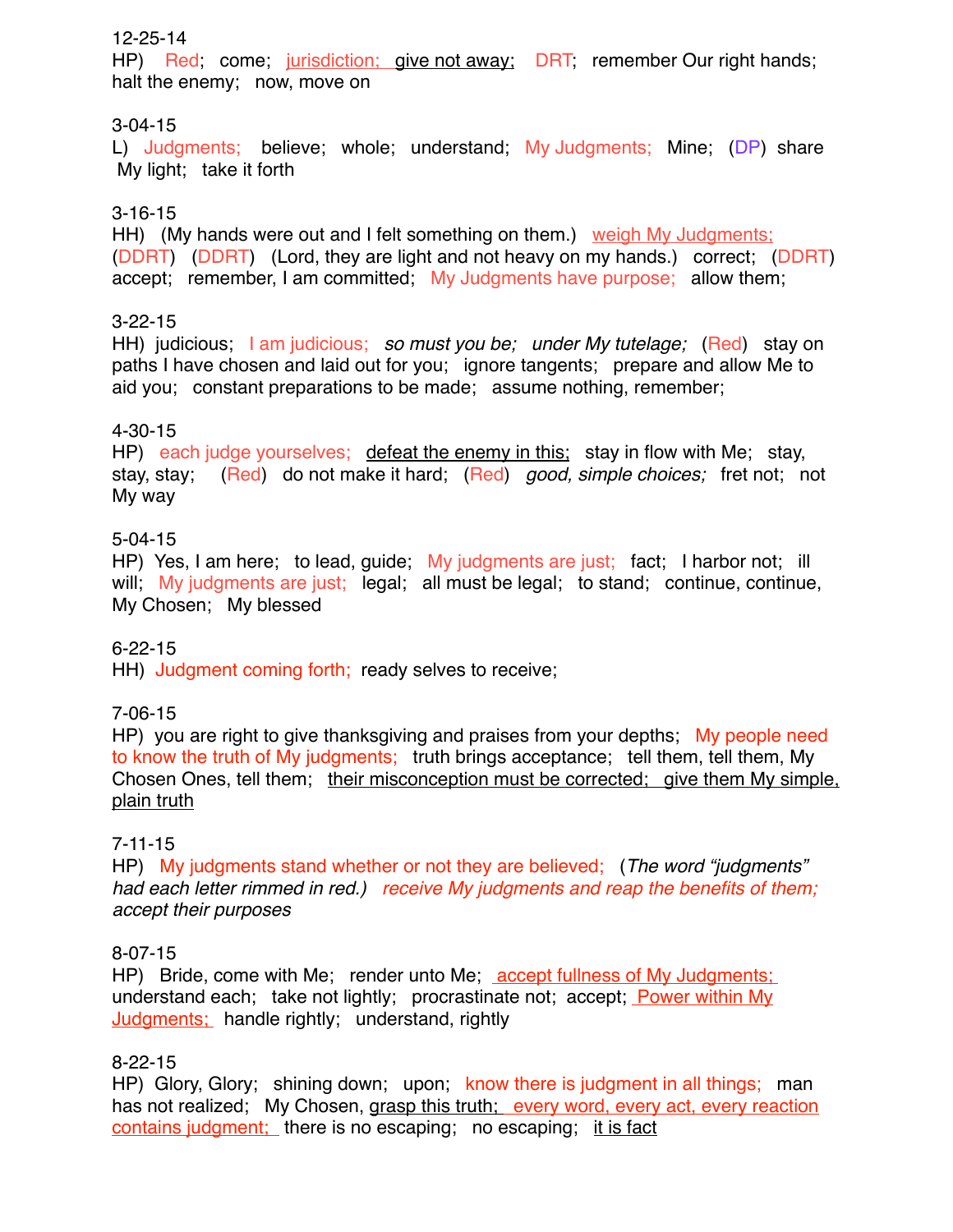12-25-14
HP)  Red;  come;  <u>jurisdiction;  give not away;</u>  DRT;  remember Our right hands;  halt the enemy;  now, move on

3-04-15
L)  Judgments;  believe;  whole;  understand;  My Judgments;  Mine;  (DP)  share My light;  take it forth

3-16-15
HH)  (My hands were out and I felt something on them.)  <u>weigh My Judgments;</u>  (DDRT)  (DDRT)  (Lord, they are light and not heavy on my hands.)  correct;  (DDRT)  accept;  remember, I am committed;  My Judgments have purpose;  allow them;

3-22-15
HH)  judicious;  I am judicious;  *so must you be;  under My tutelage;*  (Red)  stay on paths I have chosen and laid out for you;  ignore tangents;  prepare and allow Me to aid you;  constant preparations to be made;  assume nothing, remember;

4-30-15
HP)  each judge yourselves;  <u>defeat the enemy in this;</u>  stay in flow with Me;  stay, stay, stay;  (Red)  do not make it hard;  (Red)  *good, simple choices;*  fret not;  not My way

5-04-15
HP)  Yes, I am here;  to lead, guide;  My judgments are just;  fact;  I harbor not;  ill will;  My judgments are just;  legal;  all must be legal;  to stand;  continue, continue, My Chosen;  My blessed

6-22-15
HH)  Judgment coming forth;  ready selves to receive;

7-06-15
HP)  you are right to give thanksgiving and praises from your depths;  My people need to know the truth of My judgments;  truth brings acceptance;  tell them, tell them, My Chosen Ones, tell them;  <u>their misconception must be corrected;  give them My simple, plain truth</u>

7-11-15
HP)  My judgments stand whether or not they are believed;  (*The word "judgments" had each letter rimmed in red.)*  *receive My judgments and reap the benefits of them; accept their purposes*

8-07-15
HP)  Bride, come with Me;  render unto Me;  <u>accept fullness of My Judgments;</u>  understand each;  take not lightly;  procrastinate not;  accept;  <u>Power within My Judgments;</u>  handle rightly;  understand, rightly

8-22-15
HP)  Glory, Glory;  shining down;  upon;  know there is judgment in all things;  man has not realized;  My Chosen, <u>grasp this truth;  every word, every act, every reaction contains judgment;</u>  there is no escaping;  no escaping;  <u>it is fact</u>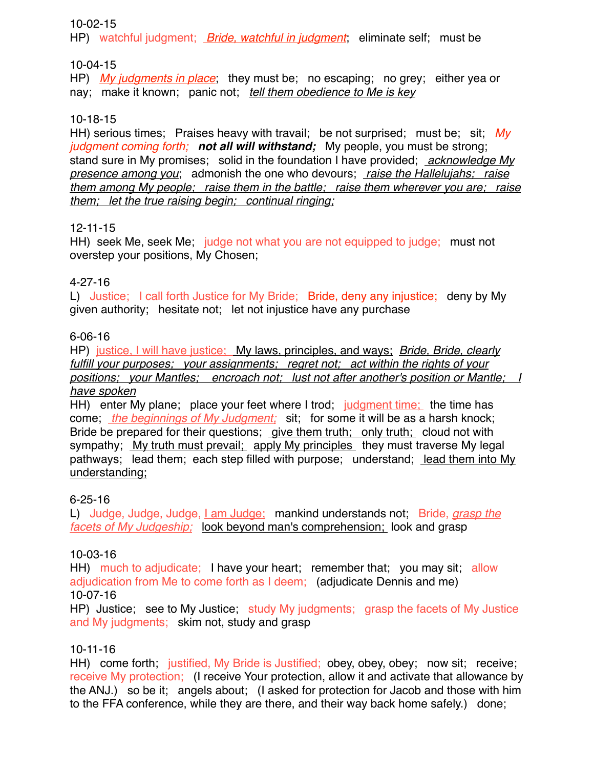10-02-15

HP) watchful judgment; *Bride, watchful in judgment*; eliminate self; must be

10-04-15

HP) *My judgments in place*; they must be; no escaping; no grey; either yea or nay; make it known; panic not; *tell them obedience to Me is key*

10-18-15

HH) serious times; Praises heavy with travail; be not surprised; must be; sit; *My judgment coming forth;* ***not all will withstand;*** My people, you must be strong; stand sure in My promises; solid in the foundation I have provided; *acknowledge My presence among you*; admonish the one who devours; *raise the Hallelujahs; raise them among My people; raise them in the battle; raise them wherever you are; raise them; let the true raising begin; continual ringing;*

12-11-15

HH) seek Me, seek Me; judge not what you are not equipped to judge; must not overstep your positions, My Chosen;

4-27-16

L) Justice; I call forth Justice for My Bride; Bride, deny any injustice; deny by My given authority; hesitate not; let not injustice have any purchase

6-06-16

HP) justice, I will have justice; My laws, principles, and ways; *Bride, Bride, clearly fulfill your purposes; your assignments; regret not; act within the rights of your positions; your Mantles; encroach not; lust not after another's position or Mantle; I have spoken*

HH) enter My plane; place your feet where I trod; judgment time; the time has come; *the beginnings of My Judgment;* sit; for some it will be as a harsh knock; Bride be prepared for their questions; give them truth; only truth; cloud not with sympathy; My truth must prevail; apply My principles they must traverse My legal pathways; lead them; each step filled with purpose; understand; lead them into My understanding;

6-25-16

L) Judge, Judge, Judge, I am Judge; mankind understands not; Bride, *grasp the facets of My Judgeship;* look beyond man's comprehension; look and grasp

10-03-16

HH) much to adjudicate; I have your heart; remember that; you may sit; allow adjudication from Me to come forth as I deem; (adjudicate Dennis and me)

10-07-16

HP) Justice; see to My Justice; study My judgments; grasp the facets of My Justice and My judgments; skim not, study and grasp

10-11-16

HH) come forth; justified, My Bride is Justified; obey, obey, obey; now sit; receive; receive My protection; (I receive Your protection, allow it and activate that allowance by the ANJ.) so be it; angels about; (I asked for protection for Jacob and those with him to the FFA conference, while they are there, and their way back home safely.) done;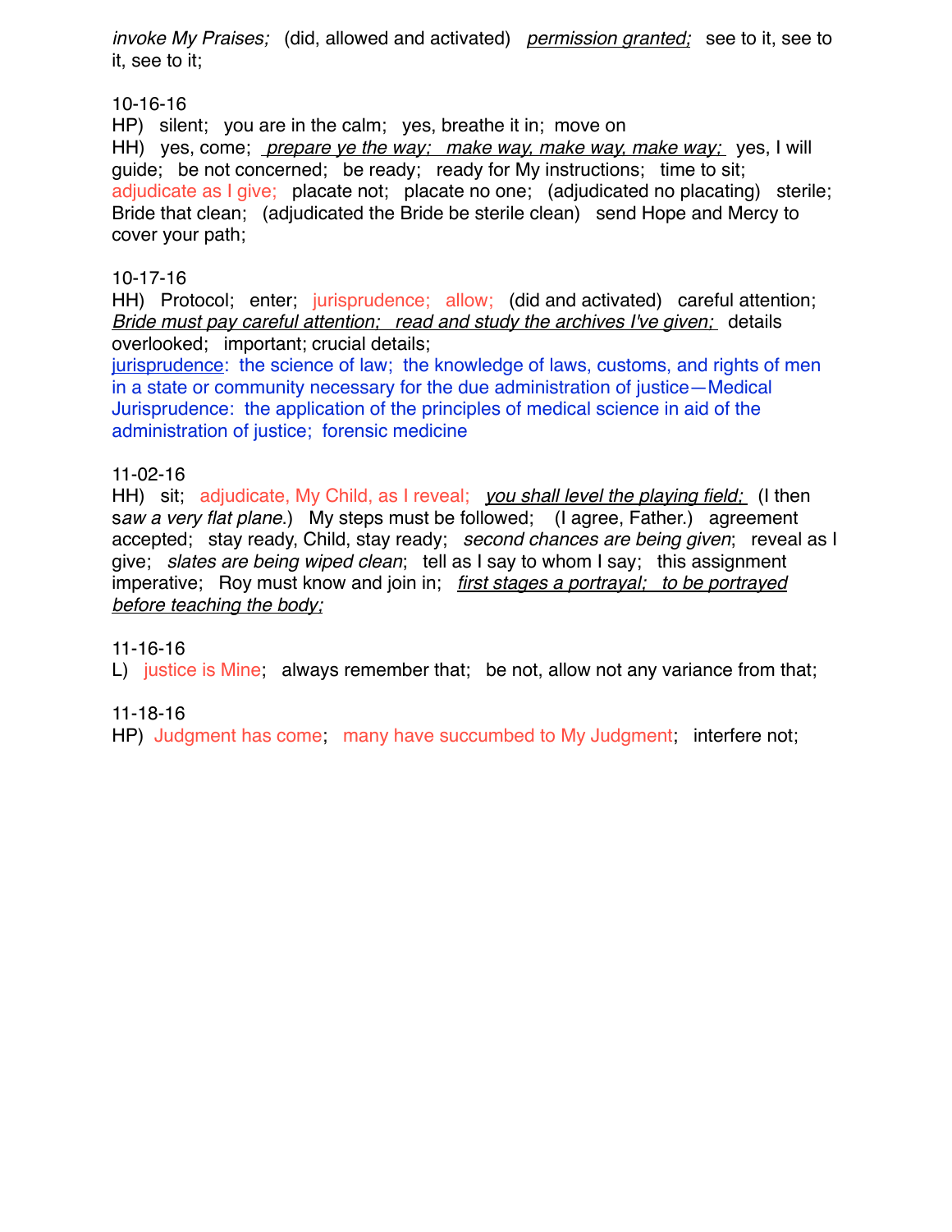*invoke My Praises;* (did, allowed and activated) *permission granted;* see to it, see to it, see to it;

10-16-16
HP) silent; you are in the calm; yes, breathe it in; move on
HH) yes, come; *prepare ye the way; make way, make way, make way;* yes, I will guide; be not concerned; be ready; ready for My instructions; time to sit; adjudicate as I give; placate not; placate no one; (adjudicated no placating) sterile; Bride that clean; (adjudicated the Bride be sterile clean) send Hope and Mercy to cover your path;

10-17-16
HH) Protocol; enter; jurisprudence; allow; (did and activated) careful attention; *Bride must pay careful attention; read and study the archives I've given;* details overlooked; important; crucial details;
jurisprudence: the science of law; the knowledge of laws, customs, and rights of men in a state or community necessary for the due administration of justice—Medical Jurisprudence: the application of the principles of medical science in aid of the administration of justice; forensic medicine

11-02-16
HH) sit; adjudicate, My Child, as I reveal; *you shall level the playing field;* (I then s*aw a very flat plane*.) My steps must be followed; (I agree, Father.) agreement accepted; stay ready, Child, stay ready; *second chances are being given*; reveal as I give; *slates are being wiped clean*; tell as I say to whom I say; this assignment imperative; Roy must know and join in; *first stages a portrayal; to be portrayed before teaching the body;*

11-16-16
L) justice is Mine; always remember that; be not, allow not any variance from that;

11-18-16
HP) Judgment has come; many have succumbed to My Judgment; interfere not;